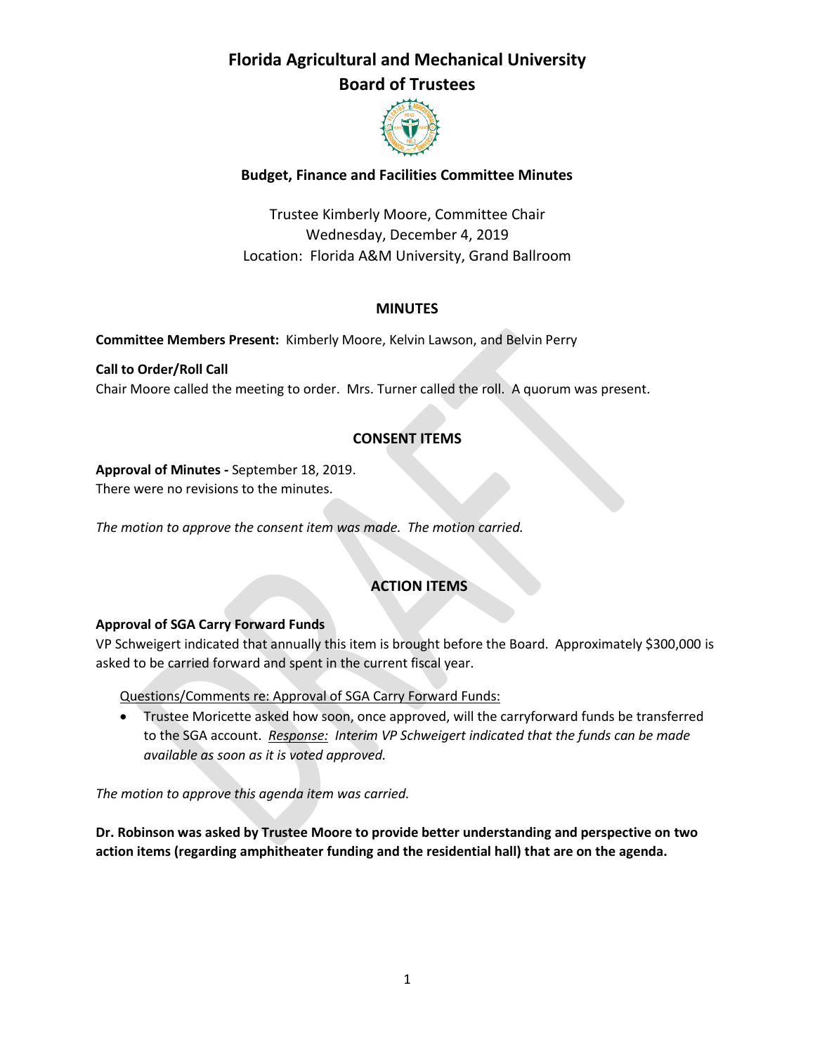# Florida Agricultural and Mechanical University
# Board of Trustees

### Budget, Finance and Facilities Committee Minutes

Trustee Kimberly Moore, Committee Chair
Wednesday, December 4, 2019
Location: Florida A&M University, Grand Ballroom

## MINUTES

**Committee Members Present:** Kimberly Moore, Kelvin Lawson, and Belvin Perry

**Call to Order/Roll Call**
Chair Moore called the meeting to order. Mrs. Turner called the roll. A quorum was present.

## CONSENT ITEMS

**Approval of Minutes -** September 18, 2019.
There were no revisions to the minutes.

*The motion to approve the consent item was made. The motion carried.*

## ACTION ITEMS

**Approval of SGA Carry Forward Funds**
VP Schweigert indicated that annually this item is brought before the Board. Approximately $300,000 is asked to be carried forward and spent in the current fiscal year.

Questions/Comments re: Approval of SGA Carry Forward Funds:

- Trustee Moricette asked how soon, once approved, will the carryforward funds be transferred to the SGA account. *Response: Interim VP Schweigert indicated that the funds can be made available as soon as it is voted approved.*

*The motion to approve this agenda item was carried.*

**Dr. Robinson was asked by Trustee Moore to provide better understanding and perspective on two action items (regarding amphitheater funding and the residential hall) that are on the agenda.**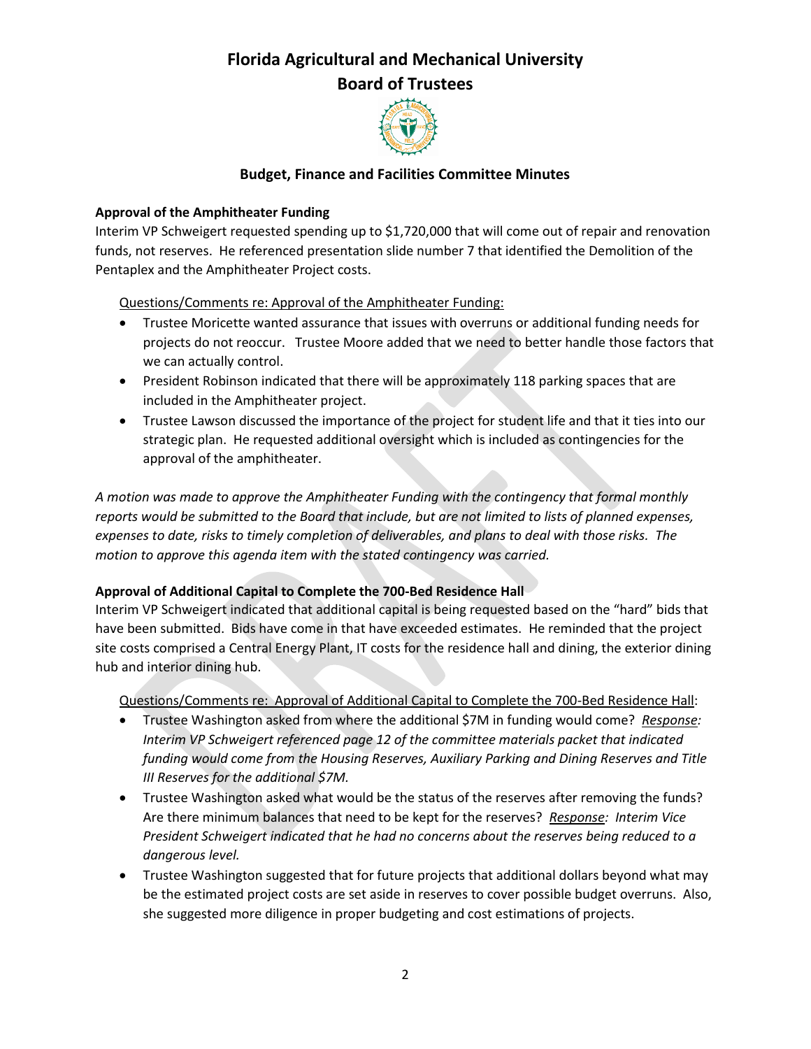# Florida Agricultural and Mechanical University
## Board of Trustees

### Budget, Finance and Facilities Committee Minutes

**Approval of the Amphitheater Funding**

Interim VP Schweigert requested spending up to $1,720,000 that will come out of repair and renovation funds, not reserves. He referenced presentation slide number 7 that identified the Demolition of the Pentaplex and the Amphitheater Project costs.

Questions/Comments re: Approval of the Amphitheater Funding:

- Trustee Moricette wanted assurance that issues with overruns or additional funding needs for projects do not reoccur. Trustee Moore added that we need to better handle those factors that we can actually control.
- President Robinson indicated that there will be approximately 118 parking spaces that are included in the Amphitheater project.
- Trustee Lawson discussed the importance of the project for student life and that it ties into our strategic plan. He requested additional oversight which is included as contingencies for the approval of the amphitheater.

*A motion was made to approve the Amphitheater Funding with the contingency that formal monthly reports would be submitted to the Board that include, but are not limited to lists of planned expenses, expenses to date, risks to timely completion of deliverables, and plans to deal with those risks. The motion to approve this agenda item with the stated contingency was carried.*

**Approval of Additional Capital to Complete the 700-Bed Residence Hall**

Interim VP Schweigert indicated that additional capital is being requested based on the "hard" bids that have been submitted. Bids have come in that have exceeded estimates. He reminded that the project site costs comprised a Central Energy Plant, IT costs for the residence hall and dining, the exterior dining hub and interior dining hub.

Questions/Comments re: Approval of Additional Capital to Complete the 700-Bed Residence Hall:

- Trustee Washington asked from where the additional $7M in funding would come? *Response: Interim VP Schweigert referenced page 12 of the committee materials packet that indicated funding would come from the Housing Reserves, Auxiliary Parking and Dining Reserves and Title III Reserves for the additional $7M.*
- Trustee Washington asked what would be the status of the reserves after removing the funds? Are there minimum balances that need to be kept for the reserves? *Response: Interim Vice President Schweigert indicated that he had no concerns about the reserves being reduced to a dangerous level.*
- Trustee Washington suggested that for future projects that additional dollars beyond what may be the estimated project costs are set aside in reserves to cover possible budget overruns. Also, she suggested more diligence in proper budgeting and cost estimations of projects.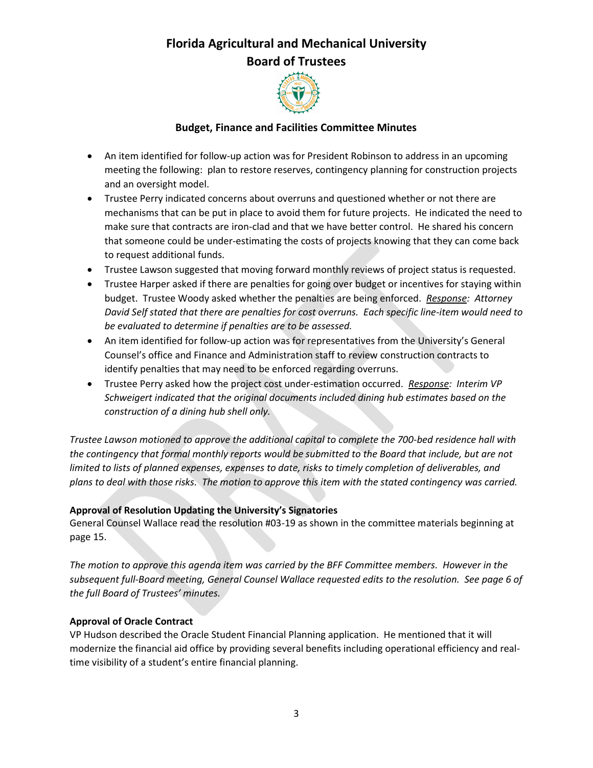# Florida Agricultural and Mechanical University
## Board of Trustees

### Budget, Finance and Facilities Committee Minutes

- An item identified for follow-up action was for President Robinson to address in an upcoming meeting the following: plan to restore reserves, contingency planning for construction projects and an oversight model.
- Trustee Perry indicated concerns about overruns and questioned whether or not there are mechanisms that can be put in place to avoid them for future projects. He indicated the need to make sure that contracts are iron-clad and that we have better control. He shared his concern that someone could be under-estimating the costs of projects knowing that they can come back to request additional funds.
- Trustee Lawson suggested that moving forward monthly reviews of project status is requested.
- Trustee Harper asked if there are penalties for going over budget or incentives for staying within budget. Trustee Woody asked whether the penalties are being enforced. *<u>Response</u>: Attorney David Self stated that there are penalties for cost overruns. Each specific line-item would need to be evaluated to determine if penalties are to be assessed.*
- An item identified for follow-up action was for representatives from the University's General Counsel's office and Finance and Administration staff to review construction contracts to identify penalties that may need to be enforced regarding overruns.
- Trustee Perry asked how the project cost under-estimation occurred. *<u>Response</u>: Interim VP Schweigert indicated that the original documents included dining hub estimates based on the construction of a dining hub shell only.*

*Trustee Lawson motioned to approve the additional capital to complete the 700-bed residence hall with the contingency that formal monthly reports would be submitted to the Board that include, but are not limited to lists of planned expenses, expenses to date, risks to timely completion of deliverables, and plans to deal with those risks. The motion to approve this item with the stated contingency was carried.*

**Approval of Resolution Updating the University's Signatories**

General Counsel Wallace read the resolution #03-19 as shown in the committee materials beginning at page 15.

*The motion to approve this agenda item was carried by the BFF Committee members. However in the subsequent full-Board meeting, General Counsel Wallace requested edits to the resolution. See page 6 of the full Board of Trustees' minutes.*

**Approval of Oracle Contract**

VP Hudson described the Oracle Student Financial Planning application. He mentioned that it will modernize the financial aid office by providing several benefits including operational efficiency and real-time visibility of a student's entire financial planning.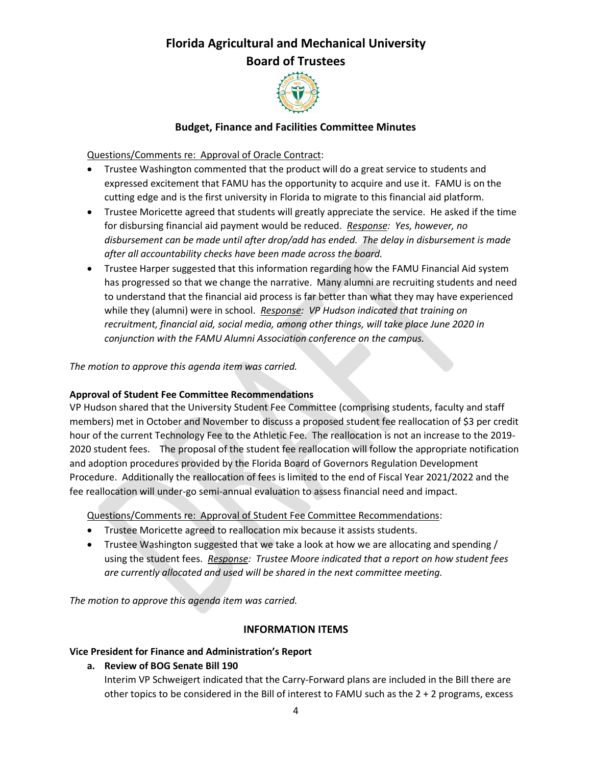# Florida Agricultural and Mechanical University
## Board of Trustees

### Budget, Finance and Facilities Committee Minutes

Questions/Comments re: Approval of Oracle Contract:

- Trustee Washington commented that the product will do a great service to students and expressed excitement that FAMU has the opportunity to acquire and use it. FAMU is on the cutting edge and is the first university in Florida to migrate to this financial aid platform.
- Trustee Moricette agreed that students will greatly appreciate the service. He asked if the time for disbursing financial aid payment would be reduced. *Response: Yes, however, no disbursement can be made until after drop/add has ended. The delay in disbursement is made after all accountability checks have been made across the board.*
- Trustee Harper suggested that this information regarding how the FAMU Financial Aid system has progressed so that we change the narrative. Many alumni are recruiting students and need to understand that the financial aid process is far better than what they may have experienced while they (alumni) were in school. *Response: VP Hudson indicated that training on recruitment, financial aid, social media, among other things, will take place June 2020 in conjunction with the FAMU Alumni Association conference on the campus.*

*The motion to approve this agenda item was carried.*

**Approval of Student Fee Committee Recommendations**

VP Hudson shared that the University Student Fee Committee (comprising students, faculty and staff members) met in October and November to discuss a proposed student fee reallocation of $3 per credit hour of the current Technology Fee to the Athletic Fee. The reallocation is not an increase to the 2019-2020 student fees. The proposal of the student fee reallocation will follow the appropriate notification and adoption procedures provided by the Florida Board of Governors Regulation Development Procedure. Additionally the reallocation of fees is limited to the end of Fiscal Year 2021/2022 and the fee reallocation will under-go semi-annual evaluation to assess financial need and impact.

Questions/Comments re: Approval of Student Fee Committee Recommendations:

- Trustee Moricette agreed to reallocation mix because it assists students.
- Trustee Washington suggested that we take a look at how we are allocating and spending / using the student fees. *Response: Trustee Moore indicated that a report on how student fees are currently allocated and used will be shared in the next committee meeting.*

*The motion to approve this agenda item was carried.*

### INFORMATION ITEMS

**Vice President for Finance and Administration's Report**

**a. Review of BOG Senate Bill 190**

Interim VP Schweigert indicated that the Carry-Forward plans are included in the Bill there are other topics to be considered in the Bill of interest to FAMU such as the 2 + 2 programs, excess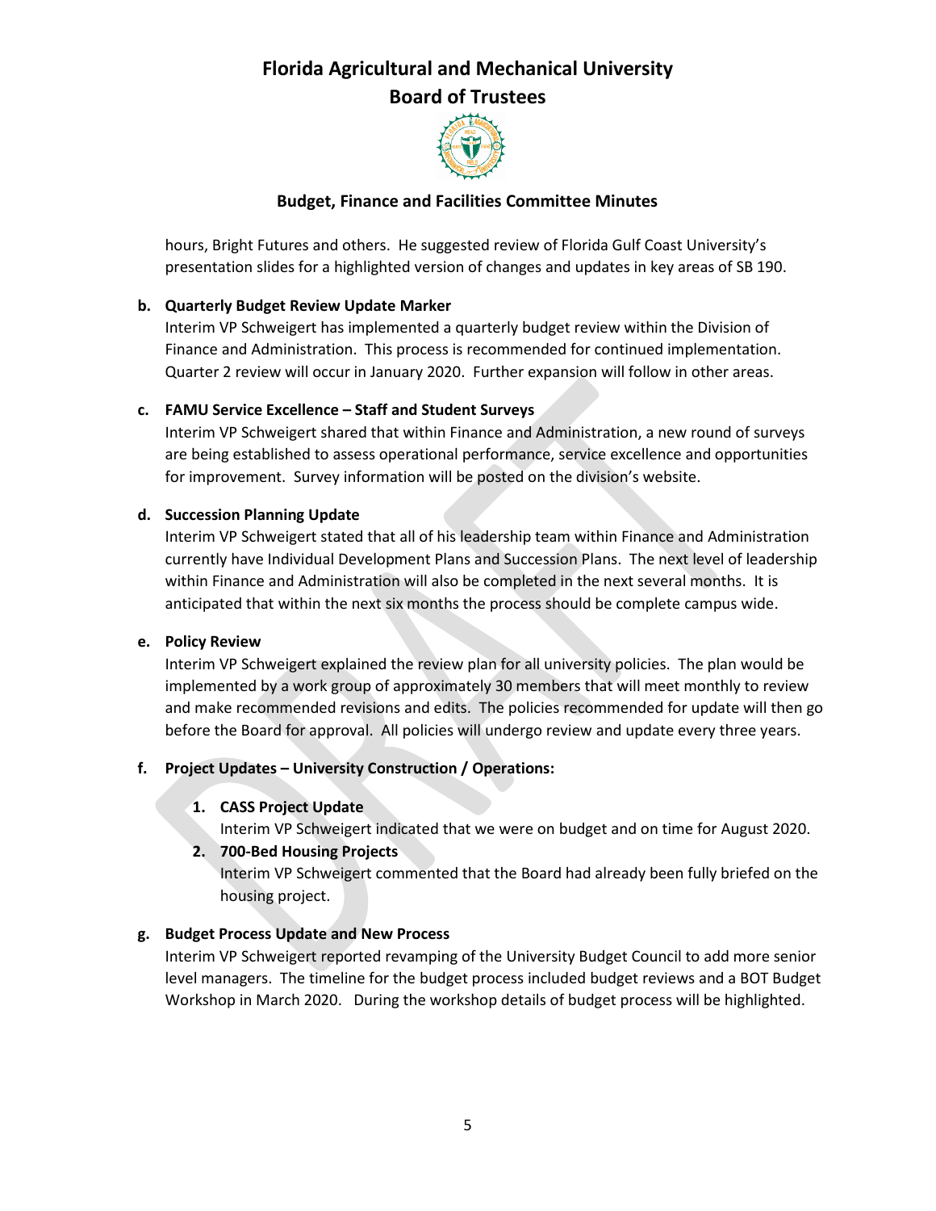hours, Bright Futures and others. He suggested review of Florida Gulf Coast University's presentation slides for a highlighted version of changes and updates in key areas of SB 190.

**b. Quarterly Budget Review Update Marker**

Interim VP Schweigert has implemented a quarterly budget review within the Division of Finance and Administration. This process is recommended for continued implementation. Quarter 2 review will occur in January 2020. Further expansion will follow in other areas.

**c. FAMU Service Excellence – Staff and Student Surveys**

Interim VP Schweigert shared that within Finance and Administration, a new round of surveys are being established to assess operational performance, service excellence and opportunities for improvement. Survey information will be posted on the division's website.

**d. Succession Planning Update**

Interim VP Schweigert stated that all of his leadership team within Finance and Administration currently have Individual Development Plans and Succession Plans. The next level of leadership within Finance and Administration will also be completed in the next several months. It is anticipated that within the next six months the process should be complete campus wide.

**e. Policy Review**

Interim VP Schweigert explained the review plan for all university policies. The plan would be implemented by a work group of approximately 30 members that will meet monthly to review and make recommended revisions and edits. The policies recommended for update will then go before the Board for approval. All policies will undergo review and update every three years.

**f. Project Updates – University Construction / Operations:**

1. **CASS Project Update**

   Interim VP Schweigert indicated that we were on budget and on time for August 2020.

2. **700-Bed Housing Projects**

   Interim VP Schweigert commented that the Board had already been fully briefed on the housing project.

**g. Budget Process Update and New Process**

Interim VP Schweigert reported revamping of the University Budget Council to add more senior level managers. The timeline for the budget process included budget reviews and a BOT Budget Workshop in March 2020. During the workshop details of budget process will be highlighted.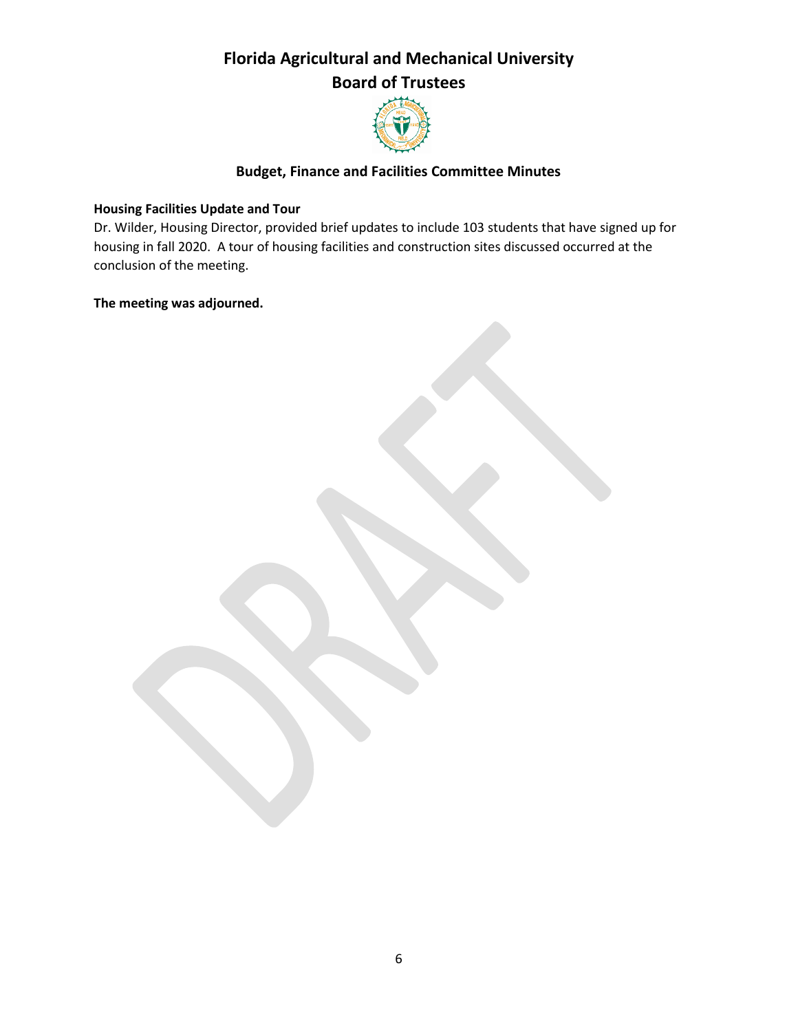# Florida Agricultural and Mechanical University
## Board of Trustees

### Budget, Finance and Facilities Committee Minutes

**Housing Facilities Update and Tour**
Dr. Wilder, Housing Director, provided brief updates to include 103 students that have signed up for housing in fall 2020. A tour of housing facilities and construction sites discussed occurred at the conclusion of the meeting.

**The meeting was adjourned.**

DRAFT